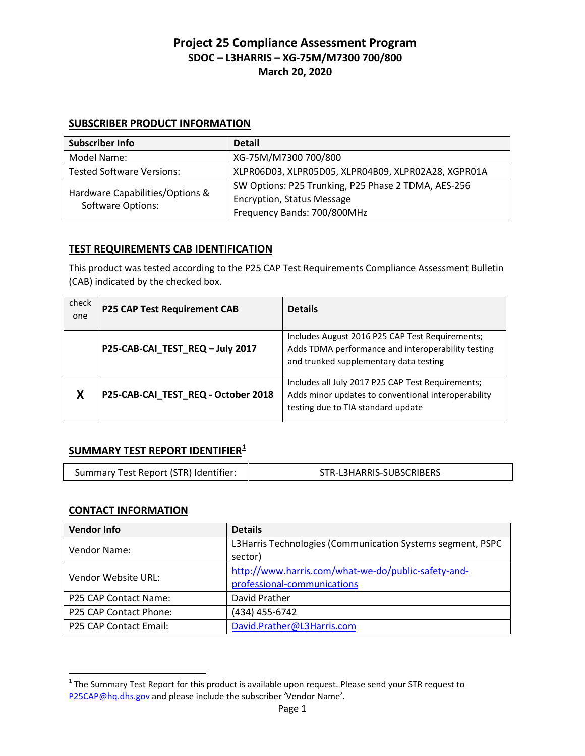# Project 25 Compliance Assessment Program

## SDOC – L3HARRIS – XG-75M/M7300 700/800

## March 20, 2020

### SUBSCRIBER PRODUCT INFORMATION

| Subscriber Info | Detail |
|---|---|
| Model Name: | XG-75M/M7300 700/800 |
| Tested Software Versions: | XLPR06D03, XLPR05D05, XLPR04B09, XLPR02A28, XGPR01A |
| Hardware Capabilities/Options & Software Options: | SW Options: P25 Trunking, P25 Phase 2 TDMA, AES-256 Encryption, Status Message<br>Frequency Bands: 700/800MHz |

### TEST REQUIREMENTS CAB IDENTIFICATION

This product was tested according to the P25 CAP Test Requirements Compliance Assessment Bulletin (CAB) indicated by the checked box.

| check one | P25 CAP Test Requirement CAB | Details |
|---|---|---|
| | **P25-CAB-CAI_TEST_REQ – July 2017** | Includes August 2016 P25 CAP Test Requirements; Adds TDMA performance and interoperability testing and trunked supplementary data testing |
| **X** | **P25-CAB-CAI_TEST_REQ - October 2018** | Includes all July 2017 P25 CAP Test Requirements; Adds minor updates to conventional interoperability testing due to TIA standard update |

### SUMMARY TEST REPORT IDENTIFIER[1]

| Summary Test Report (STR) Identifier: | STR-L3HARRIS-SUBSCRIBERS |
|---|---|

### CONTACT INFORMATION

| Vendor Info | Details |
|---|---|
| Vendor Name: | L3Harris Technologies (Communication Systems segment, PSPC sector) |
| Vendor Website URL: | http://www.harris.com/what-we-do/public-safety-and-professional-communications |
| P25 CAP Contact Name: | David Prather |
| P25 CAP Contact Phone: | (434) 455-6742 |
| P25 CAP Contact Email: | David.Prather@L3Harris.com |

[1] The Summary Test Report for this product is available upon request. Please send your STR request to P25CAP@hq.dhs.gov and please include the subscriber 'Vendor Name'.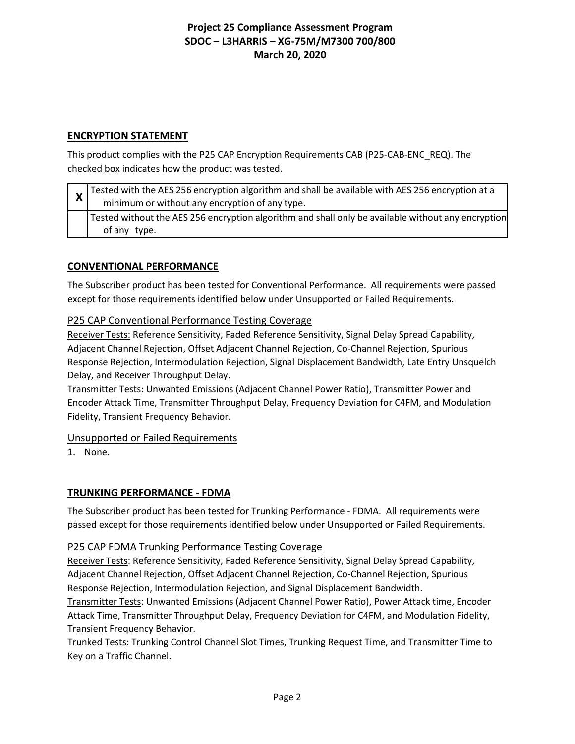## ENCRYPTION STATEMENT

This product complies with the P25 CAP Encryption Requirements CAB (P25-CAB-ENC_REQ). The checked box indicates how the product was tested.

| | |
|---|---|
| **X** | Tested with the AES 256 encryption algorithm and shall be available with AES 256 encryption at a minimum or without any encryption of any type. |
| | Tested without the AES 256 encryption algorithm and shall only be available without any encryption of any type. |

## CONVENTIONAL PERFORMANCE

The Subscriber product has been tested for Conventional Performance. All requirements were passed except for those requirements identified below under Unsupported or Failed Requirements.

### P25 CAP Conventional Performance Testing Coverage

Receiver Tests: Reference Sensitivity, Faded Reference Sensitivity, Signal Delay Spread Capability, Adjacent Channel Rejection, Offset Adjacent Channel Rejection, Co-Channel Rejection, Spurious Response Rejection, Intermodulation Rejection, Signal Displacement Bandwidth, Late Entry Unsquelch Delay, and Receiver Throughput Delay.

Transmitter Tests: Unwanted Emissions (Adjacent Channel Power Ratio), Transmitter Power and Encoder Attack Time, Transmitter Throughput Delay, Frequency Deviation for C4FM, and Modulation Fidelity, Transient Frequency Behavior.

### Unsupported or Failed Requirements

1. None.

## TRUNKING PERFORMANCE - FDMA

The Subscriber product has been tested for Trunking Performance - FDMA. All requirements were passed except for those requirements identified below under Unsupported or Failed Requirements.

### P25 CAP FDMA Trunking Performance Testing Coverage

Receiver Tests: Reference Sensitivity, Faded Reference Sensitivity, Signal Delay Spread Capability, Adjacent Channel Rejection, Offset Adjacent Channel Rejection, Co-Channel Rejection, Spurious Response Rejection, Intermodulation Rejection, and Signal Displacement Bandwidth.

Transmitter Tests: Unwanted Emissions (Adjacent Channel Power Ratio), Power Attack time, Encoder Attack Time, Transmitter Throughput Delay, Frequency Deviation for C4FM, and Modulation Fidelity, Transient Frequency Behavior.

Trunked Tests: Trunking Control Channel Slot Times, Trunking Request Time, and Transmitter Time to Key on a Traffic Channel.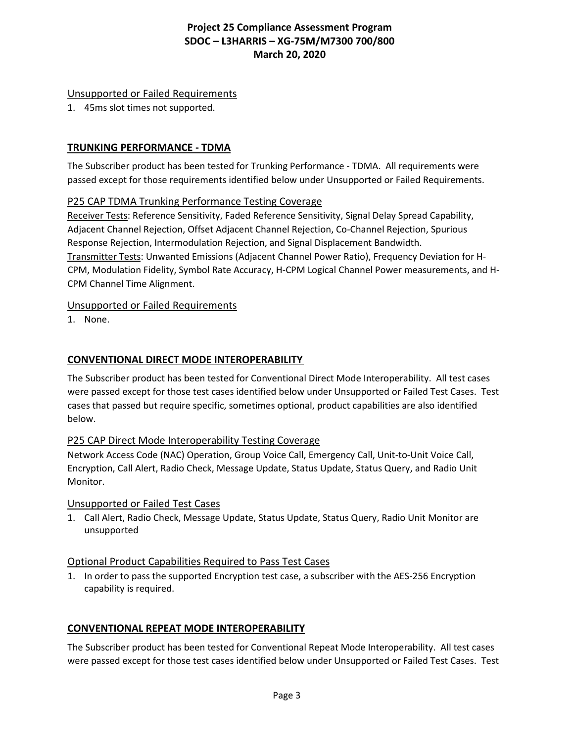### Unsupported or Failed Requirements

1. 45ms slot times not supported.

## TRUNKING PERFORMANCE - TDMA

The Subscriber product has been tested for Trunking Performance - TDMA. All requirements were passed except for those requirements identified below under Unsupported or Failed Requirements.

### P25 CAP TDMA Trunking Performance Testing Coverage

Receiver Tests: Reference Sensitivity, Faded Reference Sensitivity, Signal Delay Spread Capability, Adjacent Channel Rejection, Offset Adjacent Channel Rejection, Co-Channel Rejection, Spurious Response Rejection, Intermodulation Rejection, and Signal Displacement Bandwidth.
Transmitter Tests: Unwanted Emissions (Adjacent Channel Power Ratio), Frequency Deviation for H-CPM, Modulation Fidelity, Symbol Rate Accuracy, H-CPM Logical Channel Power measurements, and H-CPM Channel Time Alignment.

### Unsupported or Failed Requirements

1. None.

## CONVENTIONAL DIRECT MODE INTEROPERABILITY

The Subscriber product has been tested for Conventional Direct Mode Interoperability. All test cases were passed except for those test cases identified below under Unsupported or Failed Test Cases. Test cases that passed but require specific, sometimes optional, product capabilities are also identified below.

### P25 CAP Direct Mode Interoperability Testing Coverage

Network Access Code (NAC) Operation, Group Voice Call, Emergency Call, Unit-to-Unit Voice Call, Encryption, Call Alert, Radio Check, Message Update, Status Update, Status Query, and Radio Unit Monitor.

### Unsupported or Failed Test Cases

1. Call Alert, Radio Check, Message Update, Status Update, Status Query, Radio Unit Monitor are unsupported

### Optional Product Capabilities Required to Pass Test Cases

1. In order to pass the supported Encryption test case, a subscriber with the AES-256 Encryption capability is required.

## CONVENTIONAL REPEAT MODE INTEROPERABILITY

The Subscriber product has been tested for Conventional Repeat Mode Interoperability. All test cases were passed except for those test cases identified below under Unsupported or Failed Test Cases. Test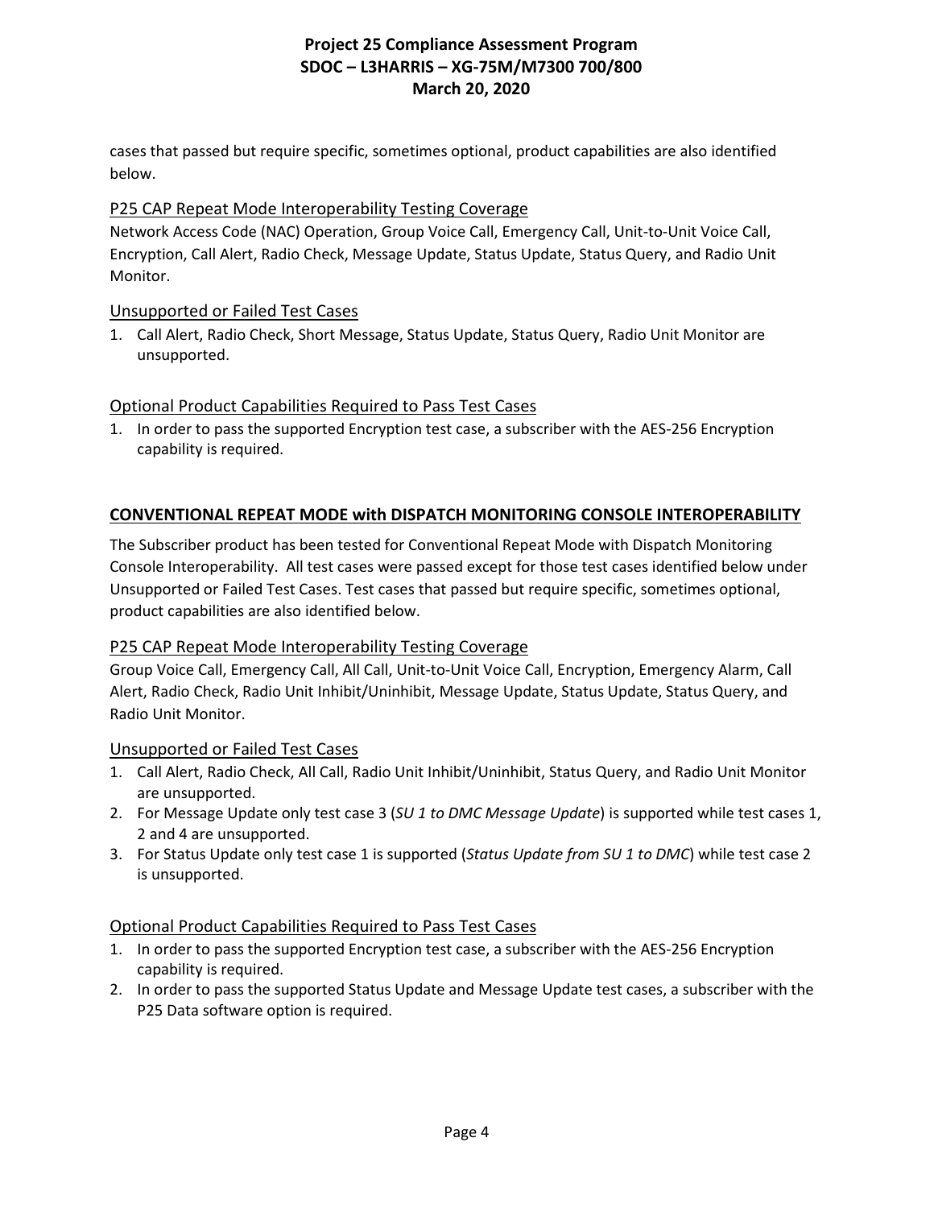cases that passed but require specific, sometimes optional, product capabilities are also identified below.

### P25 CAP Repeat Mode Interoperability Testing Coverage

Network Access Code (NAC) Operation, Group Voice Call, Emergency Call, Unit-to-Unit Voice Call, Encryption, Call Alert, Radio Check, Message Update, Status Update, Status Query, and Radio Unit Monitor.

### Unsupported or Failed Test Cases

1. Call Alert, Radio Check, Short Message, Status Update, Status Query, Radio Unit Monitor are unsupported.

### Optional Product Capabilities Required to Pass Test Cases

1. In order to pass the supported Encryption test case, a subscriber with the AES-256 Encryption capability is required.

## CONVENTIONAL REPEAT MODE with DISPATCH MONITORING CONSOLE INTEROPERABILITY

The Subscriber product has been tested for Conventional Repeat Mode with Dispatch Monitoring Console Interoperability. All test cases were passed except for those test cases identified below under Unsupported or Failed Test Cases. Test cases that passed but require specific, sometimes optional, product capabilities are also identified below.

### P25 CAP Repeat Mode Interoperability Testing Coverage

Group Voice Call, Emergency Call, All Call, Unit-to-Unit Voice Call, Encryption, Emergency Alarm, Call Alert, Radio Check, Radio Unit Inhibit/Uninhibit, Message Update, Status Update, Status Query, and Radio Unit Monitor.

### Unsupported or Failed Test Cases

1. Call Alert, Radio Check, All Call, Radio Unit Inhibit/Uninhibit, Status Query, and Radio Unit Monitor are unsupported.
2. For Message Update only test case 3 (*SU 1 to DMC Message Update*) is supported while test cases 1, 2 and 4 are unsupported.
3. For Status Update only test case 1 is supported (*Status Update from SU 1 to DMC*) while test case 2 is unsupported.

### Optional Product Capabilities Required to Pass Test Cases

1. In order to pass the supported Encryption test case, a subscriber with the AES-256 Encryption capability is required.
2. In order to pass the supported Status Update and Message Update test cases, a subscriber with the P25 Data software option is required.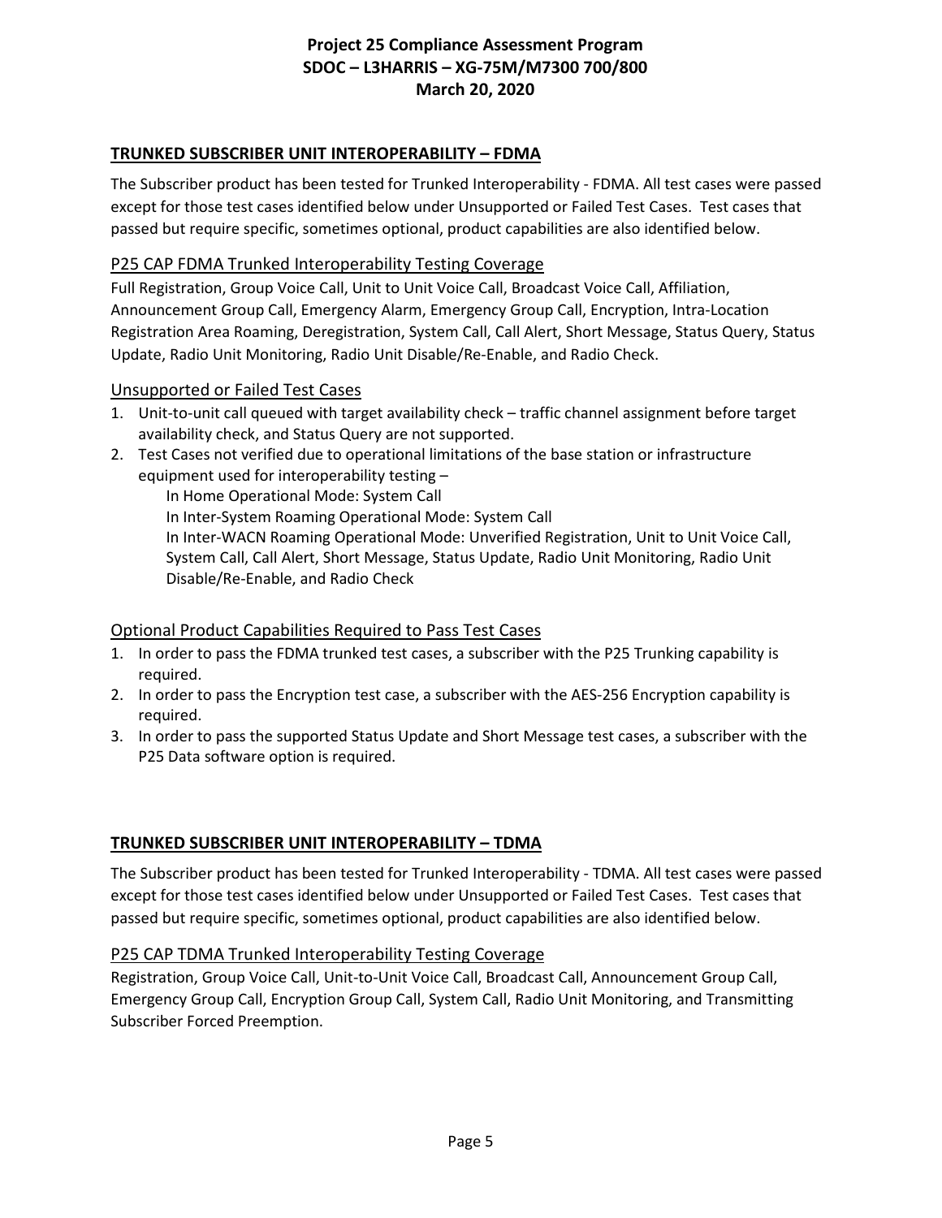## TRUNKED SUBSCRIBER UNIT INTEROPERABILITY – FDMA

The Subscriber product has been tested for Trunked Interoperability - FDMA. All test cases were passed except for those test cases identified below under Unsupported or Failed Test Cases. Test cases that passed but require specific, sometimes optional, product capabilities are also identified below.

### P25 CAP FDMA Trunked Interoperability Testing Coverage

Full Registration, Group Voice Call, Unit to Unit Voice Call, Broadcast Voice Call, Affiliation, Announcement Group Call, Emergency Alarm, Emergency Group Call, Encryption, Intra-Location Registration Area Roaming, Deregistration, System Call, Call Alert, Short Message, Status Query, Status Update, Radio Unit Monitoring, Radio Unit Disable/Re-Enable, and Radio Check.

### Unsupported or Failed Test Cases

1. Unit-to-unit call queued with target availability check – traffic channel assignment before target availability check, and Status Query are not supported.
2. Test Cases not verified due to operational limitations of the base station or infrastructure equipment used for interoperability testing –
   - In Home Operational Mode: System Call
   - In Inter-System Roaming Operational Mode: System Call
   - In Inter-WACN Roaming Operational Mode: Unverified Registration, Unit to Unit Voice Call, System Call, Call Alert, Short Message, Status Update, Radio Unit Monitoring, Radio Unit Disable/Re-Enable, and Radio Check

### Optional Product Capabilities Required to Pass Test Cases

1. In order to pass the FDMA trunked test cases, a subscriber with the P25 Trunking capability is required.
2. In order to pass the Encryption test case, a subscriber with the AES-256 Encryption capability is required.
3. In order to pass the supported Status Update and Short Message test cases, a subscriber with the P25 Data software option is required.

## TRUNKED SUBSCRIBER UNIT INTEROPERABILITY – TDMA

The Subscriber product has been tested for Trunked Interoperability - TDMA. All test cases were passed except for those test cases identified below under Unsupported or Failed Test Cases. Test cases that passed but require specific, sometimes optional, product capabilities are also identified below.

### P25 CAP TDMA Trunked Interoperability Testing Coverage

Registration, Group Voice Call, Unit-to-Unit Voice Call, Broadcast Call, Announcement Group Call, Emergency Group Call, Encryption Group Call, System Call, Radio Unit Monitoring, and Transmitting Subscriber Forced Preemption.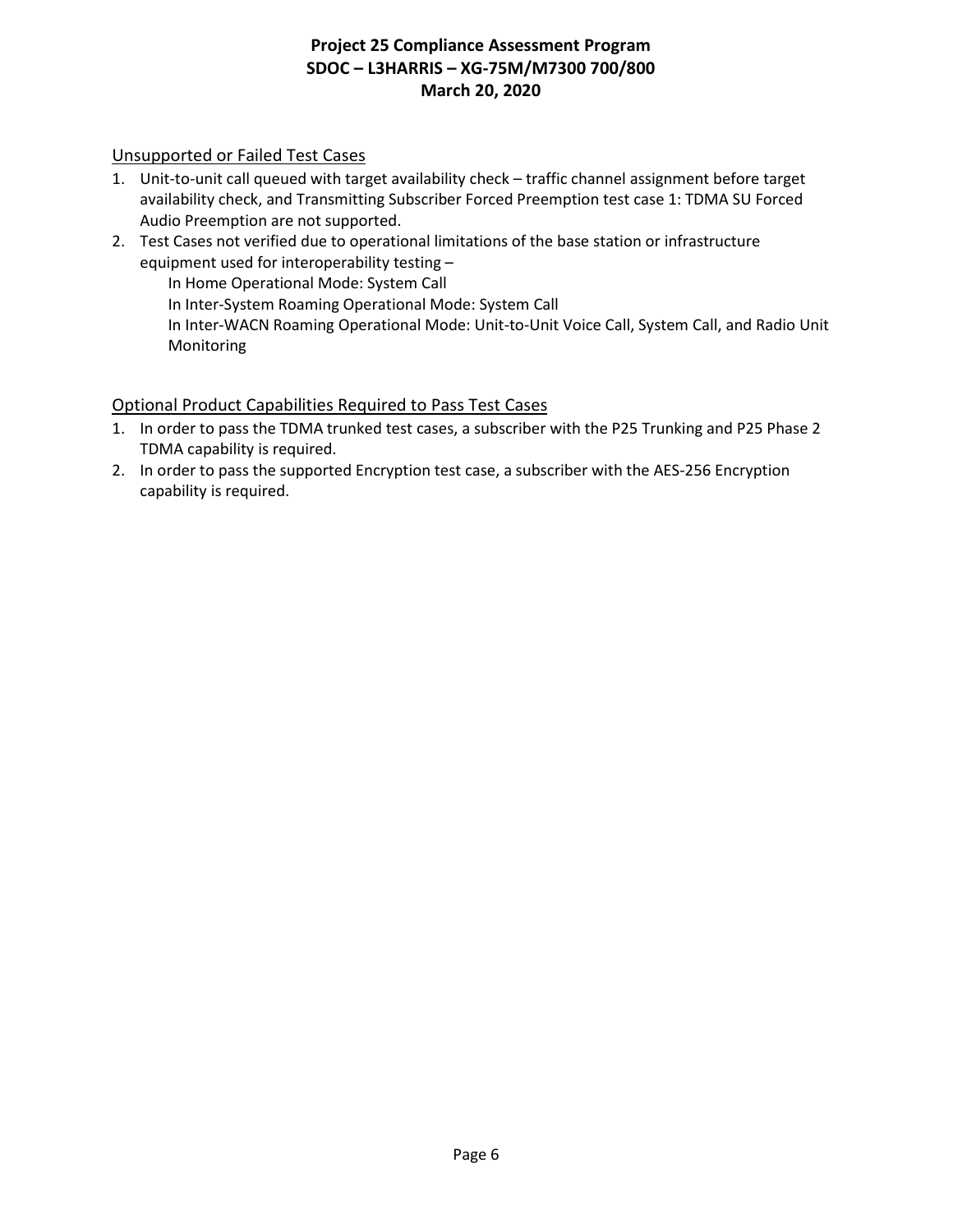## Unsupported or Failed Test Cases

1. Unit-to-unit call queued with target availability check – traffic channel assignment before target availability check, and Transmitting Subscriber Forced Preemption test case 1: TDMA SU Forced Audio Preemption are not supported.
2. Test Cases not verified due to operational limitations of the base station or infrastructure equipment used for interoperability testing –
   - In Home Operational Mode: System Call
   - In Inter-System Roaming Operational Mode: System Call
   - In Inter-WACN Roaming Operational Mode: Unit-to-Unit Voice Call, System Call, and Radio Unit Monitoring

## Optional Product Capabilities Required to Pass Test Cases

1. In order to pass the TDMA trunked test cases, a subscriber with the P25 Trunking and P25 Phase 2 TDMA capability is required.
2. In order to pass the supported Encryption test case, a subscriber with the AES-256 Encryption capability is required.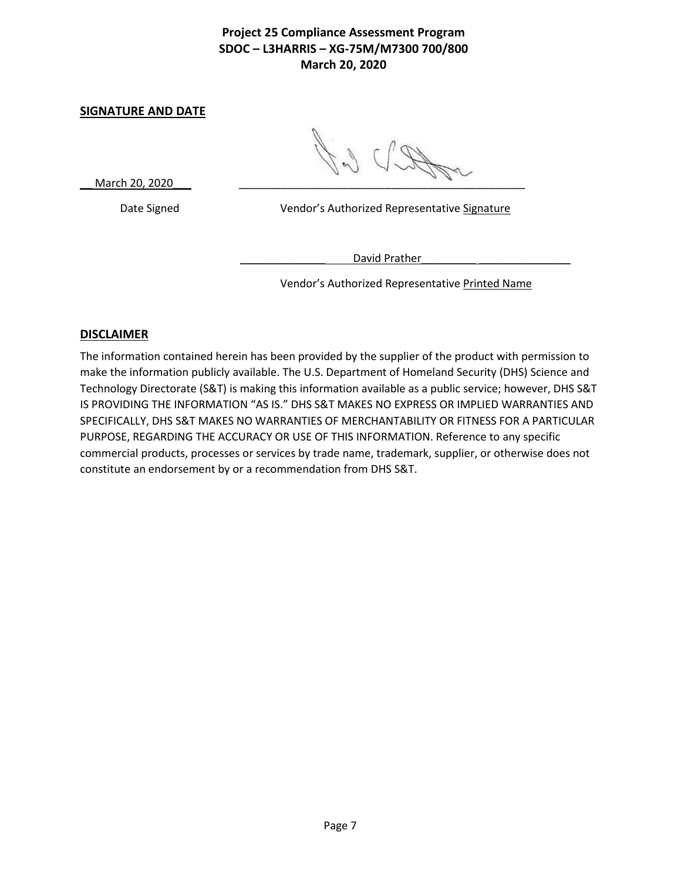## SIGNATURE AND DATE

__March 20, 2020___ ________________________________________________

Date Signed Vendor's Authorized Representative Signature

______________ David Prather_________ _______________

Vendor's Authorized Representative Printed Name

## DISCLAIMER

The information contained herein has been provided by the supplier of the product with permission to make the information publicly available. The U.S. Department of Homeland Security (DHS) Science and Technology Directorate (S&T) is making this information available as a public service; however, DHS S&T IS PROVIDING THE INFORMATION "AS IS." DHS S&T MAKES NO EXPRESS OR IMPLIED WARRANTIES AND SPECIFICALLY, DHS S&T MAKES NO WARRANTIES OF MERCHANTABILITY OR FITNESS FOR A PARTICULAR PURPOSE, REGARDING THE ACCURACY OR USE OF THIS INFORMATION. Reference to any specific commercial products, processes or services by trade name, trademark, supplier, or otherwise does not constitute an endorsement by or a recommendation from DHS S&T.